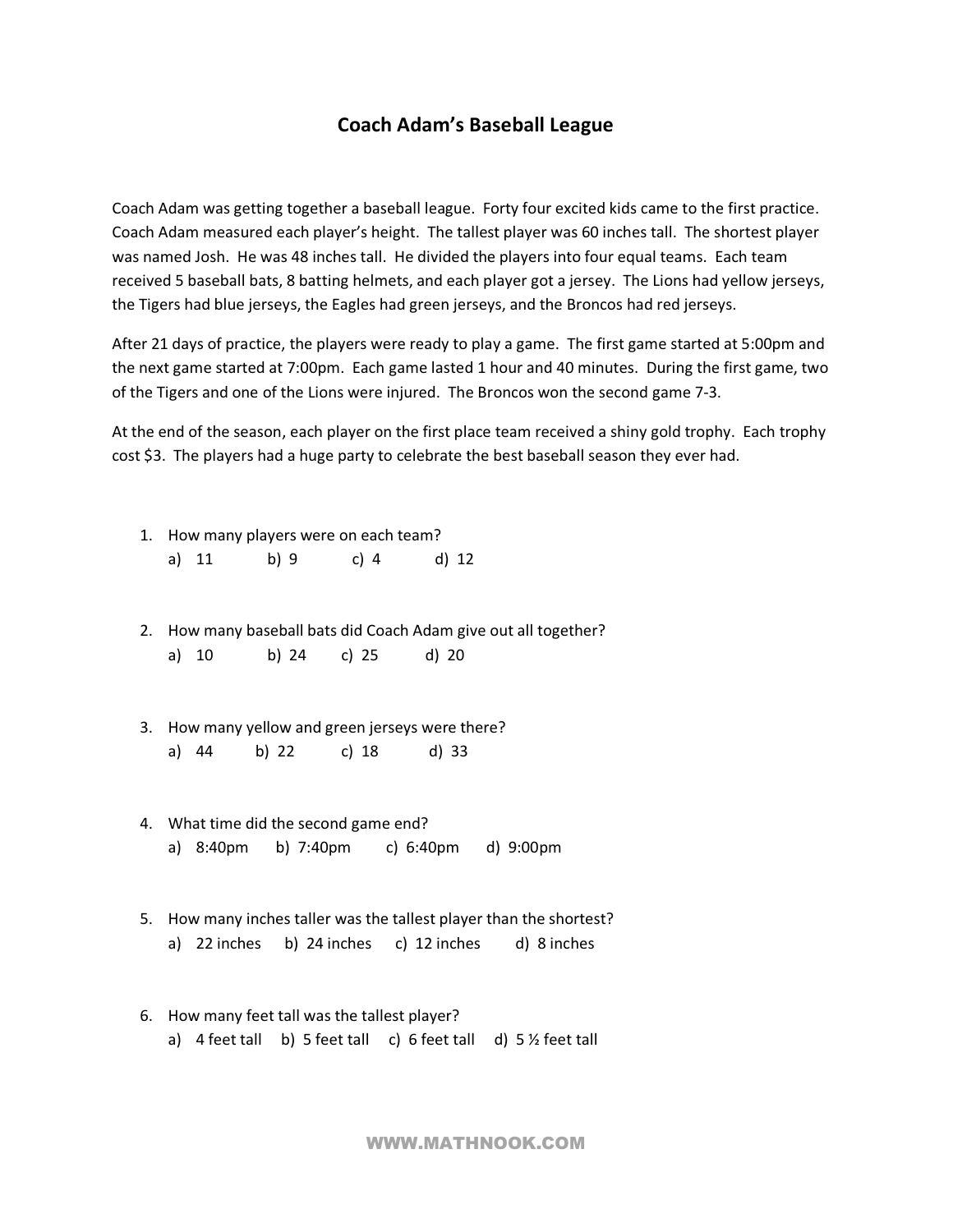# Coach Adam's Baseball League

Coach Adam was getting together a baseball league. Forty four excited kids came to the first practice. Coach Adam measured each player's height. The tallest player was 60 inches tall. The shortest player was named Josh. He was 48 inches tall. He divided the players into four equal teams. Each team received 5 baseball bats, 8 batting helmets, and each player got a jersey. The Lions had yellow jerseys, the Tigers had blue jerseys, the Eagles had green jerseys, and the Broncos had red jerseys.

After 21 days of practice, the players were ready to play a game. The first game started at 5:00pm and the next game started at 7:00pm. Each game lasted 1 hour and 40 minutes. During the first game, two of the Tigers and one of the Lions were injured. The Broncos won the second game 7-3.

At the end of the season, each player on the first place team received a shiny gold trophy. Each trophy cost $3. The players had a huge party to celebrate the best baseball season they ever had.

1. How many players were on each team?
   a) 11 b) 9 c) 4 d) 12

2. How many baseball bats did Coach Adam give out all together?
   a) 10 b) 24 c) 25 d) 20

3. How many yellow and green jerseys were there?
   a) 44 b) 22 c) 18 d) 33

4. What time did the second game end?
   a) 8:40pm b) 7:40pm c) 6:40pm d) 9:00pm

5. How many inches taller was the tallest player than the shortest?
   a) 22 inches b) 24 inches c) 12 inches d) 8 inches

6. How many feet tall was the tallest player?
   a) 4 feet tall b) 5 feet tall c) 6 feet tall d) 5 ½ feet tall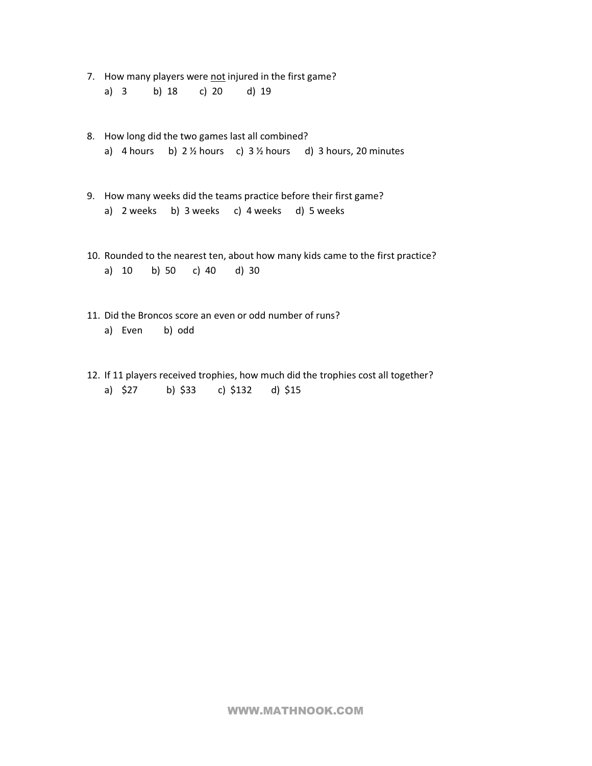7. How many players were not injured in the first game?
   a) 3  b) 18  c) 20  d) 19

8. How long did the two games last all combined?
   a) 4 hours  b) 2 ½ hours  c) 3 ½ hours  d) 3 hours, 20 minutes

9. How many weeks did the teams practice before their first game?
   a) 2 weeks  b) 3 weeks  c) 4 weeks  d) 5 weeks

10. Rounded to the nearest ten, about how many kids came to the first practice?
    a) 10  b) 50  c) 40  d) 30

11. Did the Broncos score an even or odd number of runs?
    a) Even  b) odd

12. If 11 players received trophies, how much did the trophies cost all together?
    a) $27  b) $33  c) $132  d) $15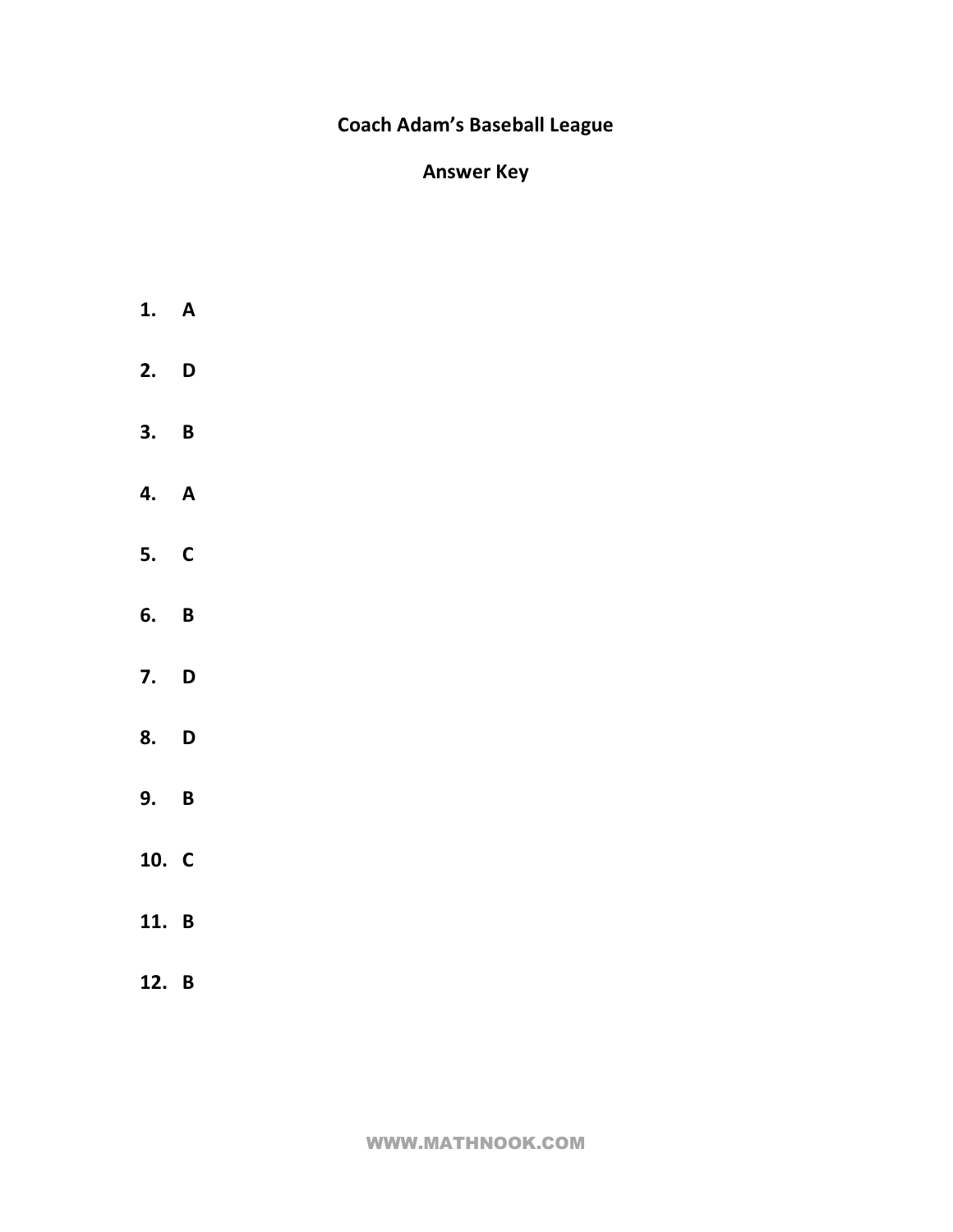# Coach Adam's Baseball League

## Answer Key

1. A
2. D
3. B
4. A
5. C
6. B
7. D
8. D
9. B
10. C
11. B
12. B